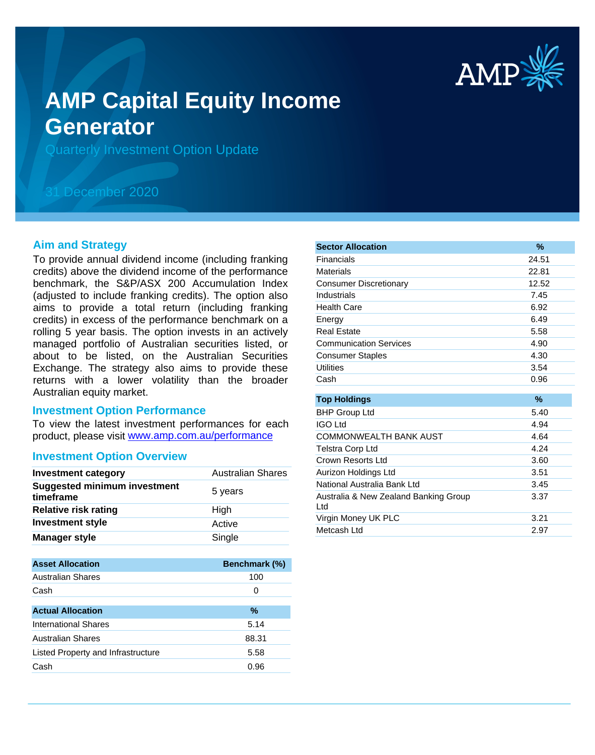# AMP Capital Equity Income Generator

Quarterly Investment Option Update

31 December 2020

## Aim and Strategy

To provide annual dividend income (including franking credits) above the dividend income of the performance benchmark, the S&P/ASX 200 Accumulation Index (adjusted to include franking credits). The option also aims to provide a total return (including franking credits) in excess of the performance benchmark on a rolling 5 year basis. The option invests in an actively managed portfolio of Australian securities listed, or about to be listed, on the Australian Securities Exchange. The strategy also aims to provide these returns with a lower volatility than the broader Australian equity market.

## Investment Option Performance

To view the latest investment performances for each product, please visit www.amp.com.au/performance

## Investment Option Overview

| | |
|---|---|
| **Investment category** | Australian Shares |
| **Suggested minimum investment timeframe** | 5 years |
| **Relative risk rating** | High |
| **Investment style** | Active |
| **Manager style** | Single |

| Asset Allocation | Benchmark (%) |
|---|---|
| Australian Shares | 100 |
| Cash | 0 |

| Actual Allocation | % |
|---|---|
| International Shares | 5.14 |
| Australian Shares | 88.31 |
| Listed Property and Infrastructure | 5.58 |
| Cash | 0.96 |

| Sector Allocation | % |
|---|---|
| Financials | 24.51 |
| Materials | 22.81 |
| Consumer Discretionary | 12.52 |
| Industrials | 7.45 |
| Health Care | 6.92 |
| Energy | 6.49 |
| Real Estate | 5.58 |
| Communication Services | 4.90 |
| Consumer Staples | 4.30 |
| Utilities | 3.54 |
| Cash | 0.96 |

| Top Holdings | % |
|---|---|
| BHP Group Ltd | 5.40 |
| IGO Ltd | 4.94 |
| COMMONWEALTH BANK AUST | 4.64 |
| Telstra Corp Ltd | 4.24 |
| Crown Resorts Ltd | 3.60 |
| Aurizon Holdings Ltd | 3.51 |
| National Australia Bank Ltd | 3.45 |
| Australia & New Zealand Banking Group Ltd | 3.37 |
| Virgin Money UK PLC | 3.21 |
| Metcash Ltd | 2.97 |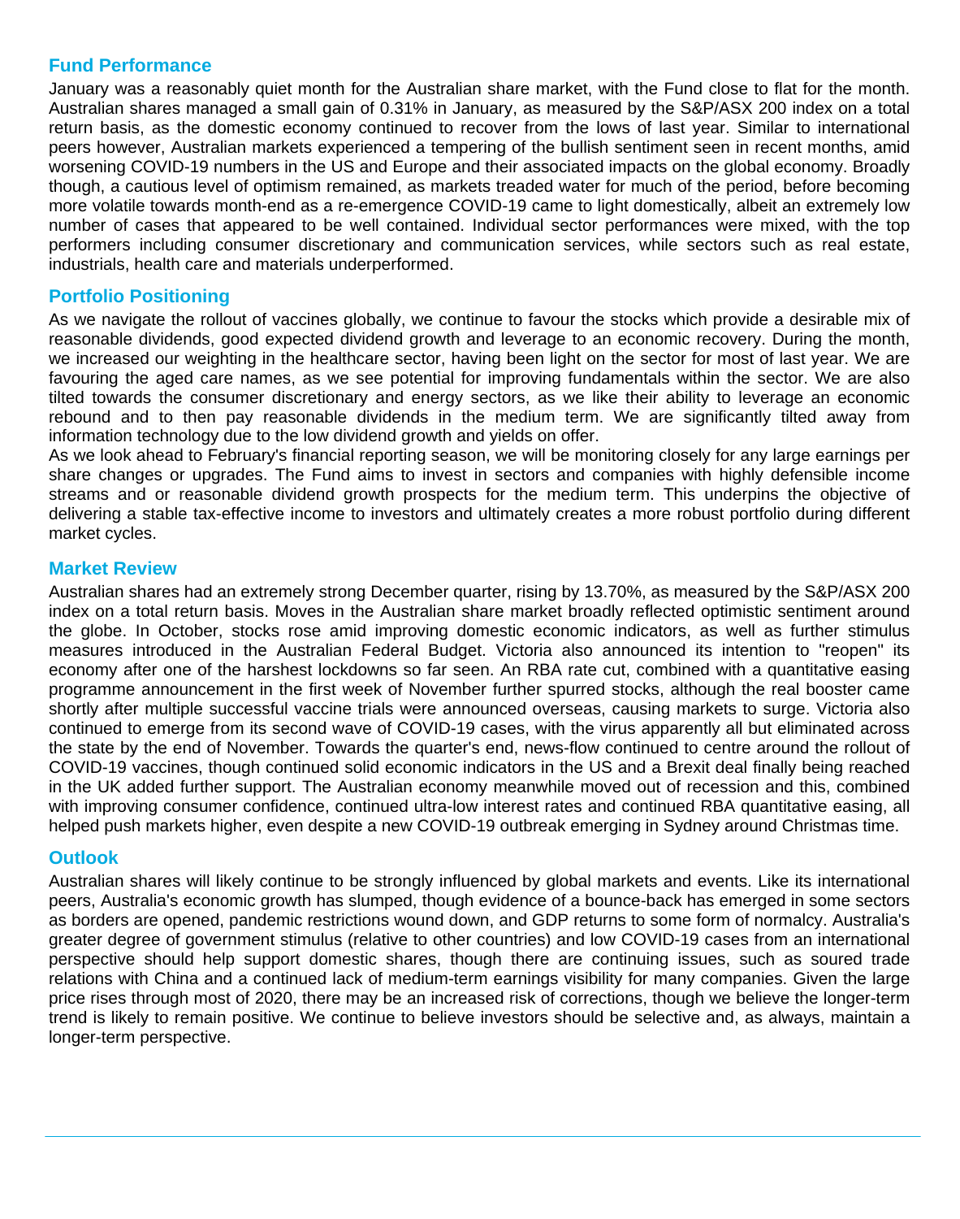## Fund Performance

January was a reasonably quiet month for the Australian share market, with the Fund close to flat for the month. Australian shares managed a small gain of 0.31% in January, as measured by the S&P/ASX 200 index on a total return basis, as the domestic economy continued to recover from the lows of last year. Similar to international peers however, Australian markets experienced a tempering of the bullish sentiment seen in recent months, amid worsening COVID-19 numbers in the US and Europe and their associated impacts on the global economy. Broadly though, a cautious level of optimism remained, as markets treaded water for much of the period, before becoming more volatile towards month-end as a re-emergence COVID-19 came to light domestically, albeit an extremely low number of cases that appeared to be well contained. Individual sector performances were mixed, with the top performers including consumer discretionary and communication services, while sectors such as real estate, industrials, health care and materials underperformed.

## Portfolio Positioning

As we navigate the rollout of vaccines globally, we continue to favour the stocks which provide a desirable mix of reasonable dividends, good expected dividend growth and leverage to an economic recovery. During the month, we increased our weighting in the healthcare sector, having been light on the sector for most of last year. We are favouring the aged care names, as we see potential for improving fundamentals within the sector. We are also tilted towards the consumer discretionary and energy sectors, as we like their ability to leverage an economic rebound and to then pay reasonable dividends in the medium term. We are significantly tilted away from information technology due to the low dividend growth and yields on offer.

As we look ahead to February's financial reporting season, we will be monitoring closely for any large earnings per share changes or upgrades. The Fund aims to invest in sectors and companies with highly defensible income streams and or reasonable dividend growth prospects for the medium term. This underpins the objective of delivering a stable tax-effective income to investors and ultimately creates a more robust portfolio during different market cycles.

## Market Review

Australian shares had an extremely strong December quarter, rising by 13.70%, as measured by the S&P/ASX 200 index on a total return basis. Moves in the Australian share market broadly reflected optimistic sentiment around the globe. In October, stocks rose amid improving domestic economic indicators, as well as further stimulus measures introduced in the Australian Federal Budget. Victoria also announced its intention to "reopen" its economy after one of the harshest lockdowns so far seen. An RBA rate cut, combined with a quantitative easing programme announcement in the first week of November further spurred stocks, although the real booster came shortly after multiple successful vaccine trials were announced overseas, causing markets to surge. Victoria also continued to emerge from its second wave of COVID-19 cases, with the virus apparently all but eliminated across the state by the end of November. Towards the quarter's end, news-flow continued to centre around the rollout of COVID-19 vaccines, though continued solid economic indicators in the US and a Brexit deal finally being reached in the UK added further support. The Australian economy meanwhile moved out of recession and this, combined with improving consumer confidence, continued ultra-low interest rates and continued RBA quantitative easing, all helped push markets higher, even despite a new COVID-19 outbreak emerging in Sydney around Christmas time.

## Outlook

Australian shares will likely continue to be strongly influenced by global markets and events. Like its international peers, Australia's economic growth has slumped, though evidence of a bounce-back has emerged in some sectors as borders are opened, pandemic restrictions wound down, and GDP returns to some form of normalcy. Australia's greater degree of government stimulus (relative to other countries) and low COVID-19 cases from an international perspective should help support domestic shares, though there are continuing issues, such as soured trade relations with China and a continued lack of medium-term earnings visibility for many companies. Given the large price rises through most of 2020, there may be an increased risk of corrections, though we believe the longer-term trend is likely to remain positive. We continue to believe investors should be selective and, as always, maintain a longer-term perspective.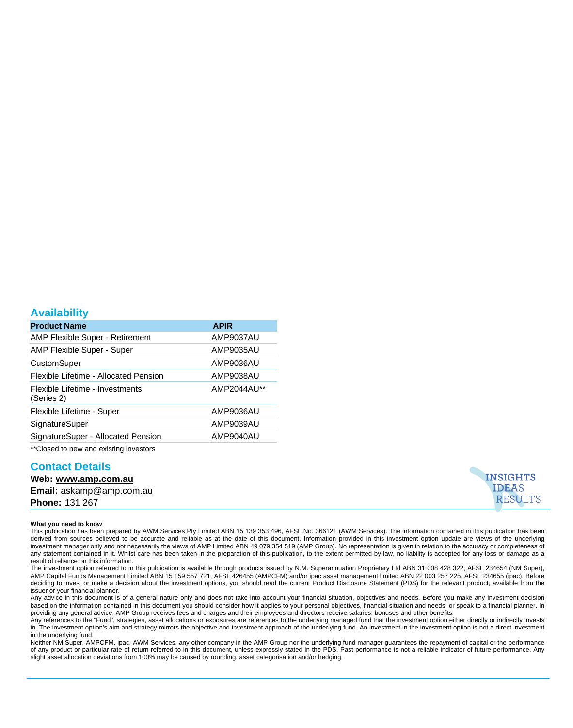## Availability

| Product Name | APIR |
|---|---|
| AMP Flexible Super - Retirement | AMP9037AU |
| AMP Flexible Super - Super | AMP9035AU |
| CustomSuper | AMP9036AU |
| Flexible Lifetime - Allocated Pension | AMP9038AU |
| Flexible Lifetime - Investments (Series 2) | AMP2044AU** |
| Flexible Lifetime - Super | AMP9036AU |
| SignatureSuper | AMP9039AU |
| SignatureSuper - Allocated Pension | AMP9040AU |

**Closed to new and existing investors

## Contact Details

**Web:** **www.amp.com.au**
**Email:** askamp@amp.com.au
**Phone:** 131 267

INSIGHTS
IDEAS
RESULTS

**What you need to know**
This publication has been prepared by AWM Services Pty Limited ABN 15 139 353 496, AFSL No. 366121 (AWM Services). The information contained in this publication has been derived from sources believed to be accurate and reliable as at the date of this document. Information provided in this investment option update are views of the underlying investment manager only and not necessarily the views of AMP Limited ABN 49 079 354 519 (AMP Group). No representation is given in relation to the accuracy or completeness of any statement contained in it. Whilst care has been taken in the preparation of this publication, to the extent permitted by law, no liability is accepted for any loss or damage as a result of reliance on this information.
The investment option referred to in this publication is available through products issued by N.M. Superannuation Proprietary Ltd ABN 31 008 428 322, AFSL 234654 (NM Super), AMP Capital Funds Management Limited ABN 15 159 557 721, AFSL 426455 (AMPCFM) and/or ipac asset management limited ABN 22 003 257 225, AFSL 234655 (ipac). Before deciding to invest or make a decision about the investment options, you should read the current Product Disclosure Statement (PDS) for the relevant product, available from the issuer or your financial planner.
Any advice in this document is of a general nature only and does not take into account your financial situation, objectives and needs. Before you make any investment decision based on the information contained in this document you should consider how it applies to your personal objectives, financial situation and needs, or speak to a financial planner. In providing any general advice, AMP Group receives fees and charges and their employees and directors receive salaries, bonuses and other benefits.
Any references to the "Fund", strategies, asset allocations or exposures are references to the underlying managed fund that the investment option either directly or indirectly invests in. The investment option's aim and strategy mirrors the objective and investment approach of the underlying fund. An investment in the investment option is not a direct investment in the underlying fund.
Neither NM Super, AMPCFM, ipac, AWM Services, any other company in the AMP Group nor the underlying fund manager guarantees the repayment of capital or the performance of any product or particular rate of return referred to in this document, unless expressly stated in the PDS. Past performance is not a reliable indicator of future performance. Any slight asset allocation deviations from 100% may be caused by rounding, asset categorisation and/or hedging.